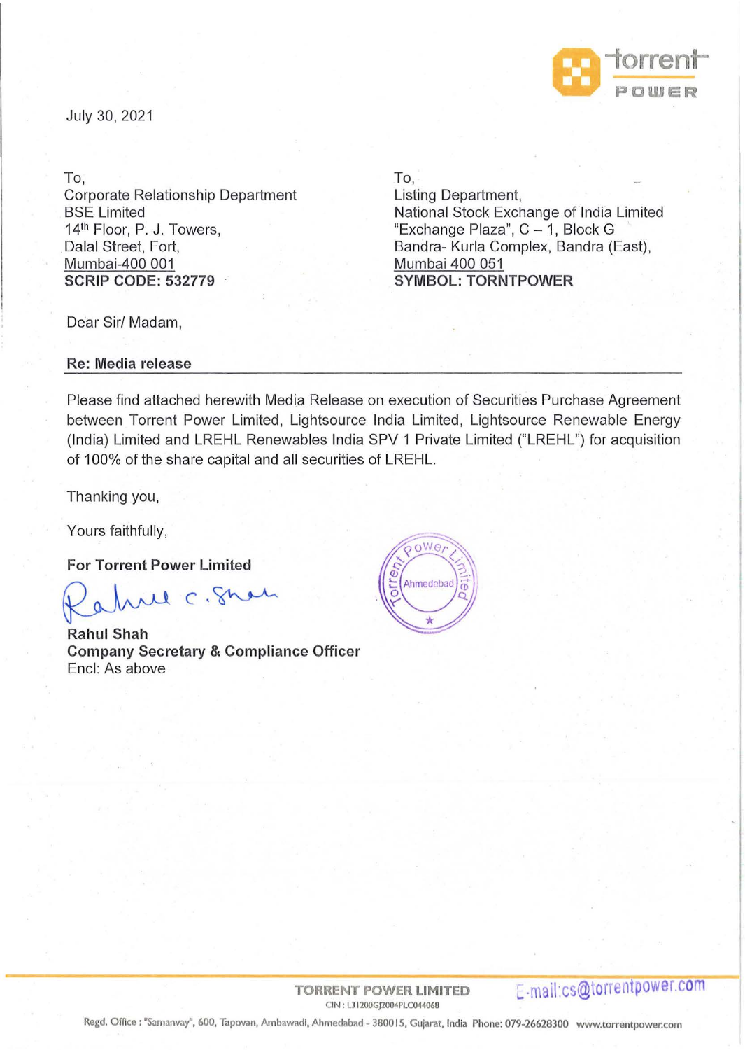July 30, 2021

To,
Corporate Relationship Department
BSE Limited
14th Floor, P. J. Towers,
Dalal Street, Fort,
Mumbai-400 001
**SCRIP CODE: 532779**

To,
Listing Department,
National Stock Exchange of India Limited
"Exchange Plaza", C – 1, Block G
Bandra- Kurla Complex, Bandra (East),
Mumbai 400 051
**SYMBOL: TORNTPOWER**

Dear Sir/ Madam,

**Re: Media release**

Please find attached herewith Media Release on execution of Securities Purchase Agreement between Torrent Power Limited, Lightsource India Limited, Lightsource Renewable Energy (India) Limited and LREHL Renewables India SPV 1 Private Limited ("LREHL") for acquisition of 100% of the share capital and all securities of LREHL.

Thanking you,

Yours faithfully,

**For Torrent Power Limited**

**Rahul Shah**
**Company Secretary & Compliance Officer**
Encl: As above

TORRENT POWER LIMITED
CIN : L31200GJ2004PLC044068
E-mail:cs@torrentpower.com
Regd. Office : "Samanvay", 600, Tapovan, Ambawadi, Ahmedabad - 380015, Gujarat, India Phone: 079-26628300 www.torrentpower.com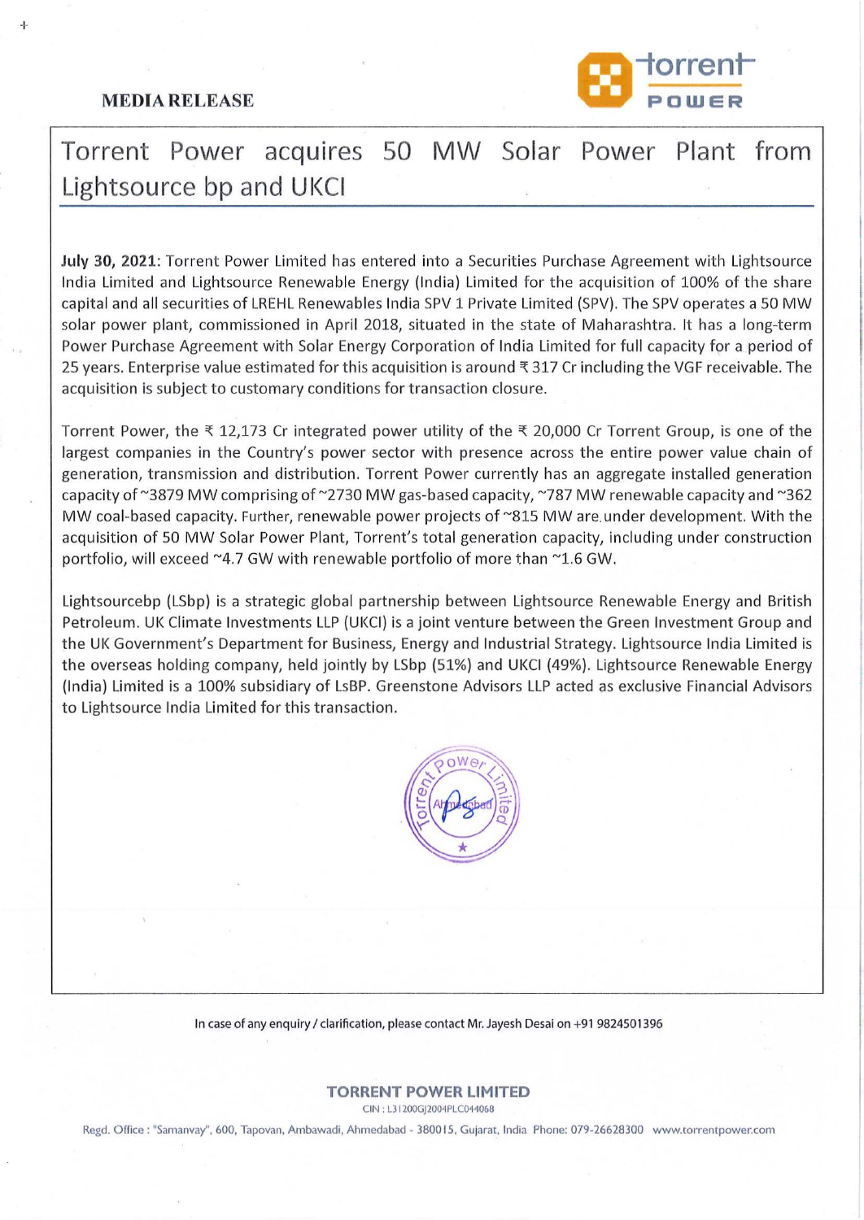**MEDIA RELEASE**

# Torrent Power acquires 50 MW Solar Power Plant from Lightsource bp and UKCI

**July 30, 2021:** Torrent Power Limited has entered into a Securities Purchase Agreement with Lightsource India Limited and Lightsource Renewable Energy (India) Limited for the acquisition of 100% of the share capital and all securities of LREHL Renewables India SPV 1 Private Limited (SPV). The SPV operates a 50 MW solar power plant, commissioned in April 2018, situated in the state of Maharashtra. It has a long-term Power Purchase Agreement with Solar Energy Corporation of India Limited for full capacity for a period of 25 years. Enterprise value estimated for this acquisition is around ₹ 317 Cr including the VGF receivable. The acquisition is subject to customary conditions for transaction closure.

Torrent Power, the ₹ 12,173 Cr integrated power utility of the ₹ 20,000 Cr Torrent Group, is one of the largest companies in the Country's power sector with presence across the entire power value chain of generation, transmission and distribution. Torrent Power currently has an aggregate installed generation capacity of ~3879 MW comprising of ~2730 MW gas-based capacity, ~787 MW renewable capacity and ~362 MW coal-based capacity. Further, renewable power projects of ~815 MW are under development. With the acquisition of 50 MW Solar Power Plant, Torrent's total generation capacity, including under construction portfolio, will exceed ~4.7 GW with renewable portfolio of more than ~1.6 GW.

Lightsourcebp (LSbp) is a strategic global partnership between Lightsource Renewable Energy and British Petroleum. UK Climate Investments LLP (UKCI) is a joint venture between the Green Investment Group and the UK Government's Department for Business, Energy and Industrial Strategy. Lightsource India Limited is the overseas holding company, held jointly by LSbp (51%) and UKCI (49%). Lightsource Renewable Energy (India) Limited is a 100% subsidiary of LsBP. Greenstone Advisors LLP acted as exclusive Financial Advisors to Lightsource India Limited for this transaction.

In case of any enquiry / clarification, please contact Mr. Jayesh Desai on +91 9824501396

**TORRENT POWER LIMITED**

CIN : L31200GJ2004PLC044068

Regd. Office : "Samanvay", 600, Tapovan, Ambawadi, Ahmedabad - 380015, Gujarat, India Phone: 079-26628300 www.torrentpower.com